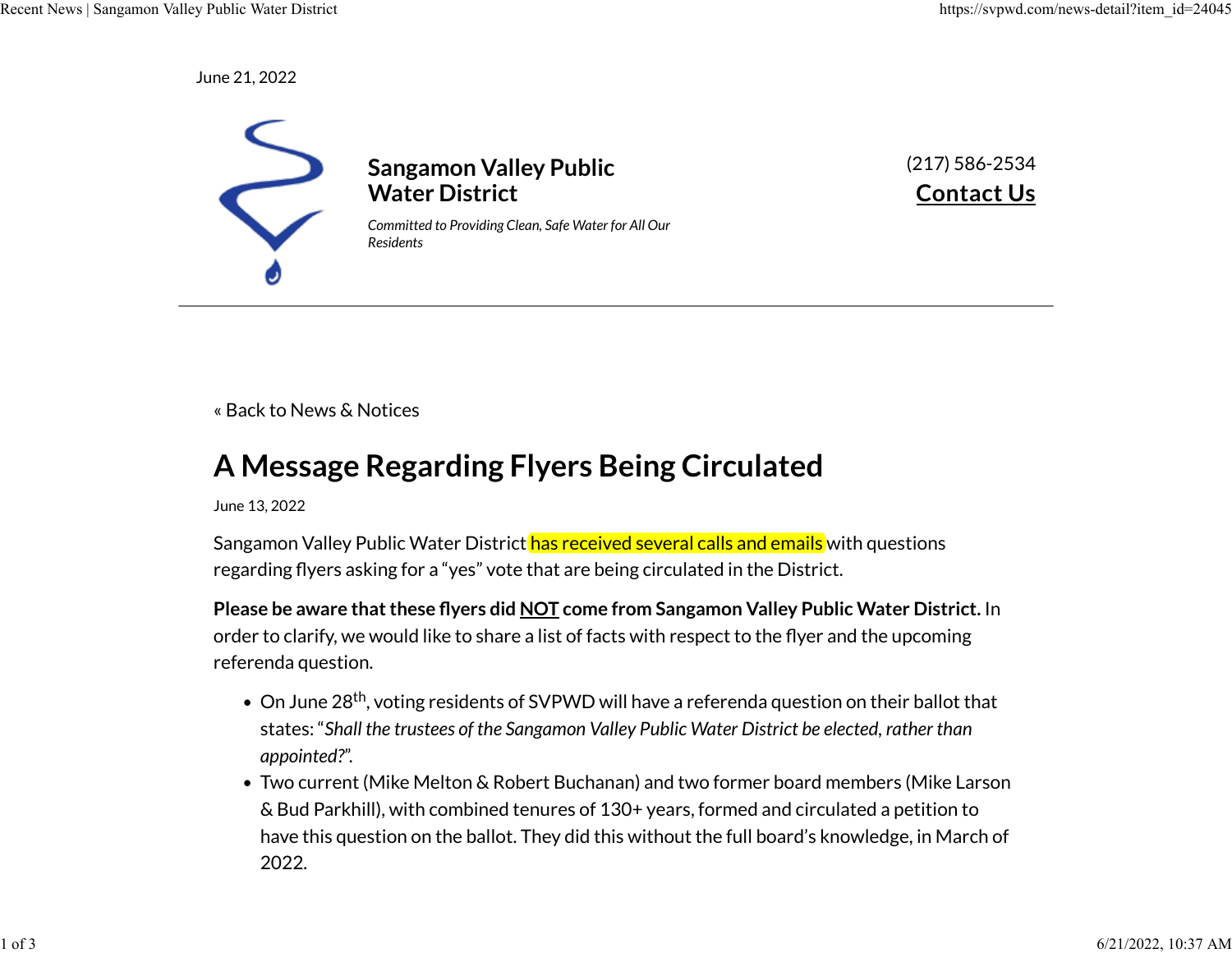June 21, 2022

**Sangamon Valley Public Water District**

*Committed to Providing Clean, Safe Water for All Our Residents*

(217) 586-2534

**Contact Us**

« Back to News & Notices

# A Message Regarding Flyers Being Circulated

June 13, 2022

Sangamon Valley Public Water District has received several calls and emails with questions regarding flyers asking for a "yes" vote that are being circulated in the District.

**Please be aware that these flyers did NOT come from Sangamon Valley Public Water District.** In order to clarify, we would like to share a list of facts with respect to the flyer and the upcoming referenda question.

- On June 28th, voting residents of SVPWD will have a referenda question on their ballot that states: "*Shall the trustees of the Sangamon Valley Public Water District be elected, rather than appointed?*".
- Two current (Mike Melton & Robert Buchanan) and two former board members (Mike Larson & Bud Parkhill), with combined tenures of 130+ years, formed and circulated a petition to have this question on the ballot. They did this without the full board's knowledge, in March of 2022.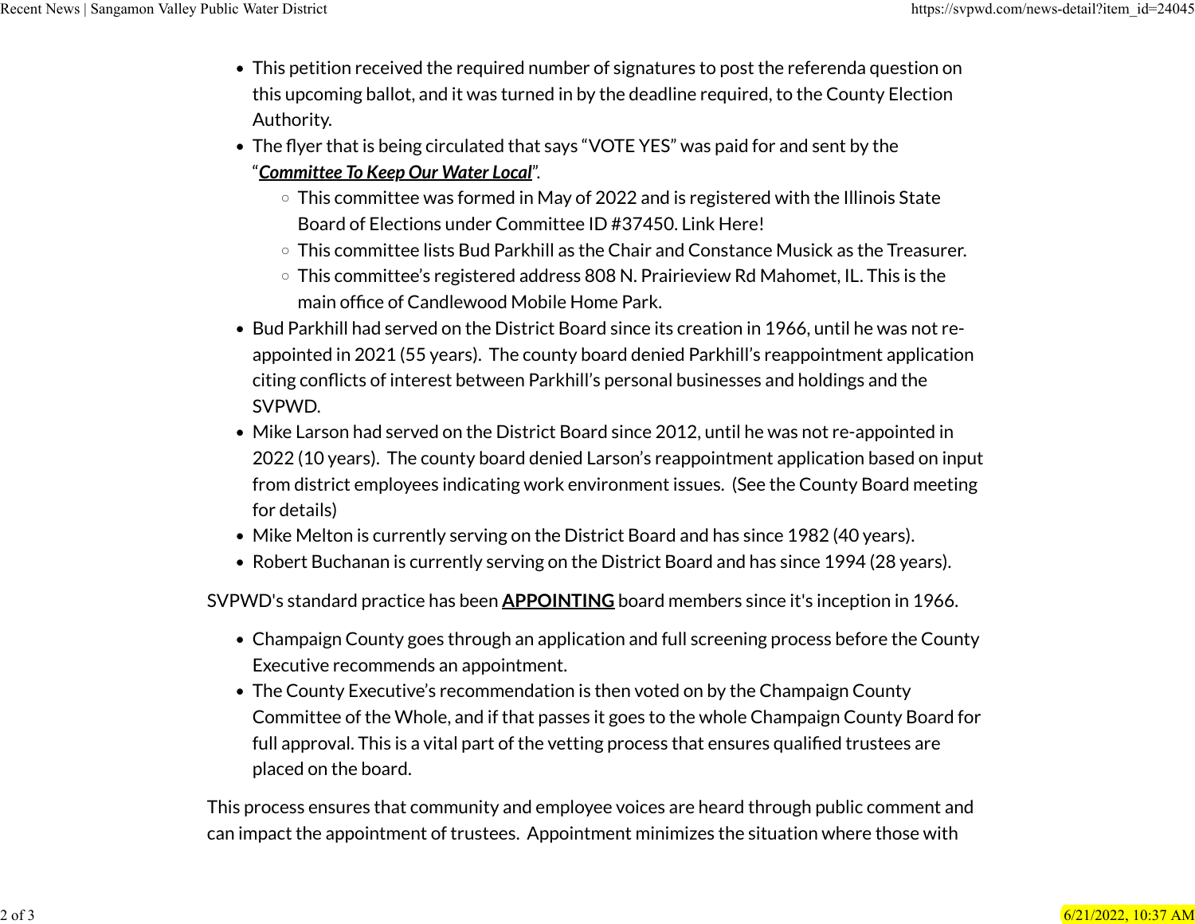- This petition received the required number of signatures to post the referenda question on this upcoming ballot, and it was turned in by the deadline required, to the County Election Authority.
- The flyer that is being circulated that says "VOTE YES" was paid for and sent by the "***Committee To Keep Our Water Local***".
  - This committee was formed in May of 2022 and is registered with the Illinois State Board of Elections under Committee ID #37450. Link Here!
  - This committee lists Bud Parkhill as the Chair and Constance Musick as the Treasurer.
  - This committee's registered address 808 N. Prairieview Rd Mahomet, IL. This is the main office of Candlewood Mobile Home Park.
- Bud Parkhill had served on the District Board since its creation in 1966, until he was not re-appointed in 2021 (55 years). The county board denied Parkhill's reappointment application citing conflicts of interest between Parkhill's personal businesses and holdings and the SVPWD.
- Mike Larson had served on the District Board since 2012, until he was not re-appointed in 2022 (10 years). The county board denied Larson's reappointment application based on input from district employees indicating work environment issues. (See the County Board meeting for details)
- Mike Melton is currently serving on the District Board and has since 1982 (40 years).
- Robert Buchanan is currently serving on the District Board and has since 1994 (28 years).

SVPWD's standard practice has been **APPOINTING** board members since it's inception in 1966.

- Champaign County goes through an application and full screening process before the County Executive recommends an appointment.
- The County Executive's recommendation is then voted on by the Champaign County Committee of the Whole, and if that passes it goes to the whole Champaign County Board for full approval. This is a vital part of the vetting process that ensures qualified trustees are placed on the board.

This process ensures that community and employee voices are heard through public comment and can impact the appointment of trustees. Appointment minimizes the situation where those with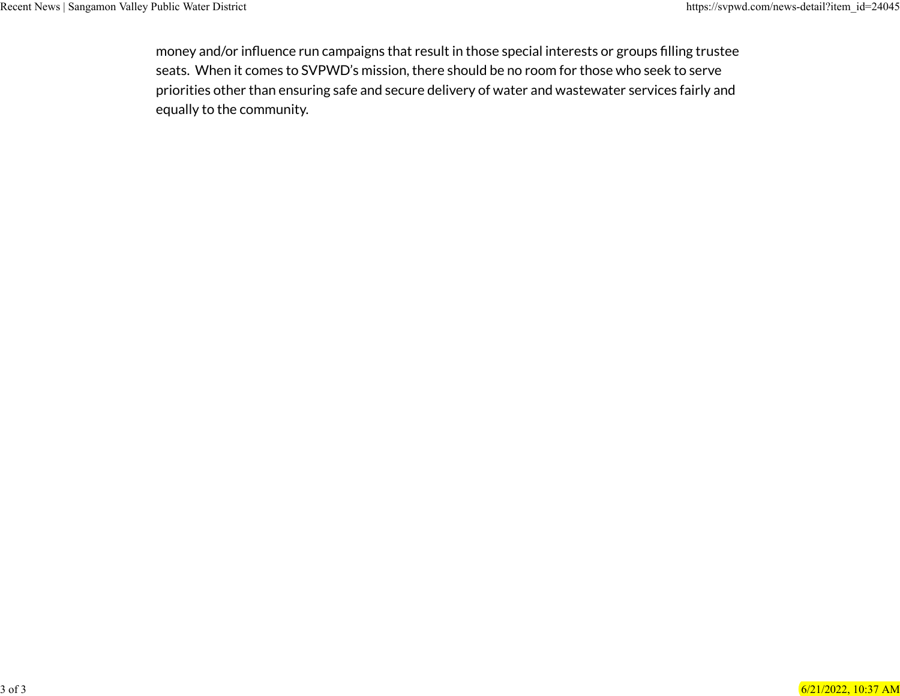money and/or influence run campaigns that result in those special interests or groups filling trustee seats.  When it comes to SVPWD's mission, there should be no room for those who seek to serve priorities other than ensuring safe and secure delivery of water and wastewater services fairly and equally to the community.